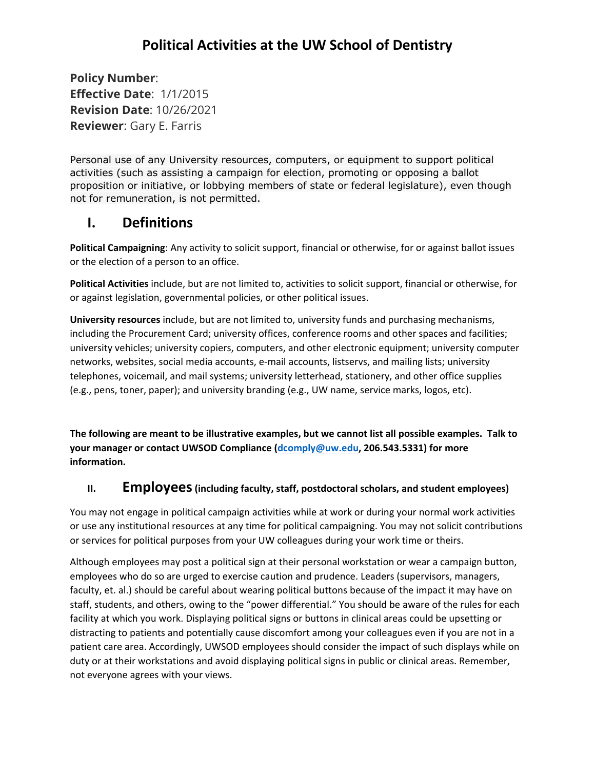# Political Activities at the UW School of Dentistry

**Policy Number**:
**Effective Date**: 1/1/2015
**Revision Date**: 10/26/2021
**Reviewer**: Gary E. Farris

Personal use of any University resources, computers, or equipment to support political activities (such as assisting a campaign for election, promoting or opposing a ballot proposition or initiative, or lobbying members of state or federal legislature), even though not for remuneration, is not permitted.

## I. Definitions

**Political Campaigning**: Any activity to solicit support, financial or otherwise, for or against ballot issues or the election of a person to an office.

**Political Activities** include, but are not limited to, activities to solicit support, financial or otherwise, for or against legislation, governmental policies, or other political issues.

**University resources** include, but are not limited to, university funds and purchasing mechanisms, including the Procurement Card; university offices, conference rooms and other spaces and facilities; university vehicles; university copiers, computers, and other electronic equipment; university computer networks, websites, social media accounts, e-mail accounts, listservs, and mailing lists; university telephones, voicemail, and mail systems; university letterhead, stationery, and other office supplies (e.g., pens, toner, paper); and university branding (e.g., UW name, service marks, logos, etc).

**The following are meant to be illustrative examples, but we cannot list all possible examples. Talk to your manager or contact UWSOD Compliance (dcomply@uw.edu, 206.543.5331) for more information.**

## II. Employees (including faculty, staff, postdoctoral scholars, and student employees)

You may not engage in political campaign activities while at work or during your normal work activities or use any institutional resources at any time for political campaigning. You may not solicit contributions or services for political purposes from your UW colleagues during your work time or theirs.

Although employees may post a political sign at their personal workstation or wear a campaign button, employees who do so are urged to exercise caution and prudence. Leaders (supervisors, managers, faculty, et. al.) should be careful about wearing political buttons because of the impact it may have on staff, students, and others, owing to the "power differential." You should be aware of the rules for each facility at which you work. Displaying political signs or buttons in clinical areas could be upsetting or distracting to patients and potentially cause discomfort among your colleagues even if you are not in a patient care area. Accordingly, UWSOD employees should consider the impact of such displays while on duty or at their workstations and avoid displaying political signs in public or clinical areas. Remember, not everyone agrees with your views.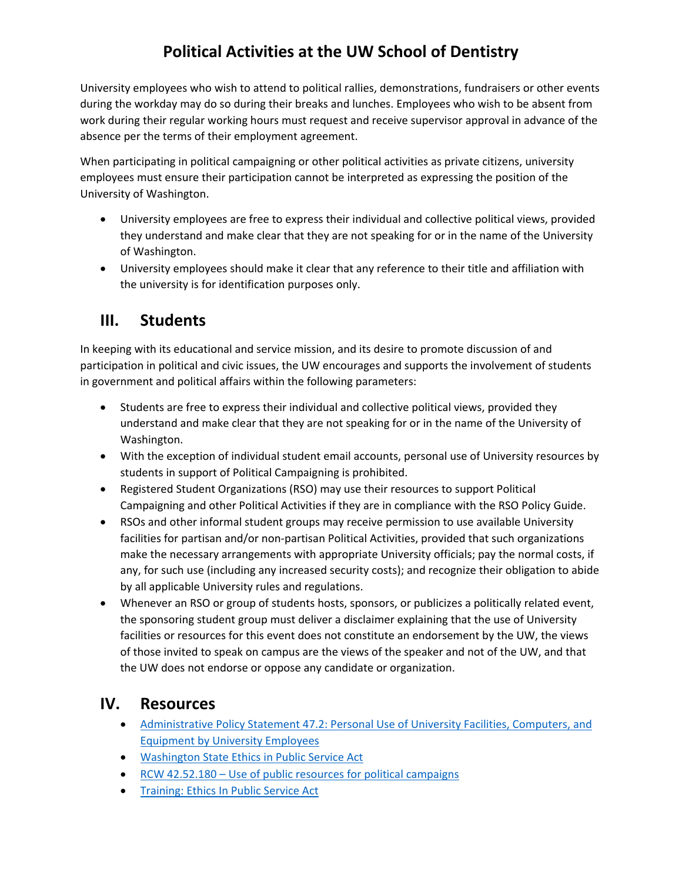# Political Activities at the UW School of Dentistry

University employees who wish to attend to political rallies, demonstrations, fundraisers or other events during the workday may do so during their breaks and lunches. Employees who wish to be absent from work during their regular working hours must request and receive supervisor approval in advance of the absence per the terms of their employment agreement.

When participating in political campaigning or other political activities as private citizens, university employees must ensure their participation cannot be interpreted as expressing the position of the University of Washington.

- University employees are free to express their individual and collective political views, provided they understand and make clear that they are not speaking for or in the name of the University of Washington.
- University employees should make it clear that any reference to their title and affiliation with the university is for identification purposes only.

## III. Students

In keeping with its educational and service mission, and its desire to promote discussion of and participation in political and civic issues, the UW encourages and supports the involvement of students in government and political affairs within the following parameters:

- Students are free to express their individual and collective political views, provided they understand and make clear that they are not speaking for or in the name of the University of Washington.
- With the exception of individual student email accounts, personal use of University resources by students in support of Political Campaigning is prohibited.
- Registered Student Organizations (RSO) may use their resources to support Political Campaigning and other Political Activities if they are in compliance with the RSO Policy Guide.
- RSOs and other informal student groups may receive permission to use available University facilities for partisan and/or non-partisan Political Activities, provided that such organizations make the necessary arrangements with appropriate University officials; pay the normal costs, if any, for such use (including any increased security costs); and recognize their obligation to abide by all applicable University rules and regulations.
- Whenever an RSO or group of students hosts, sponsors, or publicizes a politically related event, the sponsoring student group must deliver a disclaimer explaining that the use of University facilities or resources for this event does not constitute an endorsement by the UW, the views of those invited to speak on campus are the views of the speaker and not of the UW, and that the UW does not endorse or oppose any candidate or organization.

## IV. Resources

- Administrative Policy Statement 47.2: Personal Use of University Facilities, Computers, and Equipment by University Employees
- Washington State Ethics in Public Service Act
- RCW 42.52.180 – Use of public resources for political campaigns
- Training: Ethics In Public Service Act